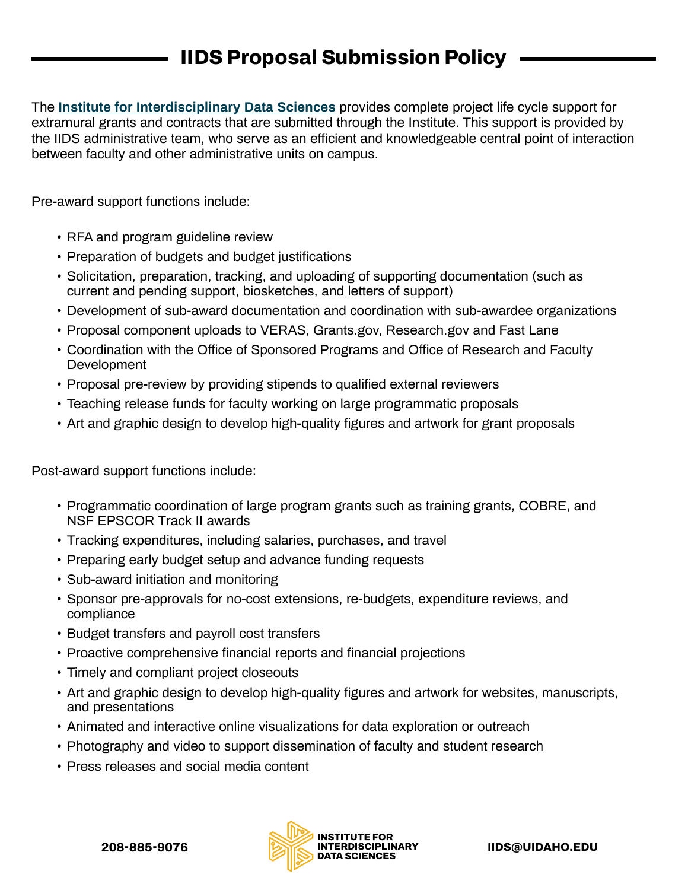# IIDS Proposal Submission Policy

The **Institute for Interdisciplinary Data Sciences** provides complete project life cycle support for extramural grants and contracts that are submitted through the Institute. This support is provided by the IIDS administrative team, who serve as an efficient and knowledgeable central point of interaction between faculty and other administrative units on campus.

Pre-award support functions include:

- RFA and program guideline review
- Preparation of budgets and budget justifications
- Solicitation, preparation, tracking, and uploading of supporting documentation (such as current and pending support, biosketches, and letters of support)
- Development of sub-award documentation and coordination with sub-awardee organizations
- Proposal component uploads to VERAS, Grants.gov, Research.gov and Fast Lane
- Coordination with the Office of Sponsored Programs and Office of Research and Faculty Development
- Proposal pre-review by providing stipends to qualified external reviewers
- Teaching release funds for faculty working on large programmatic proposals
- Art and graphic design to develop high-quality figures and artwork for grant proposals

Post-award support functions include:

- Programmatic coordination of large program grants such as training grants, COBRE, and NSF EPSCOR Track II awards
- Tracking expenditures, including salaries, purchases, and travel
- Preparing early budget setup and advance funding requests
- Sub-award initiation and monitoring
- Sponsor pre-approvals for no-cost extensions, re-budgets, expenditure reviews, and compliance
- Budget transfers and payroll cost transfers
- Proactive comprehensive financial reports and financial projections
- Timely and compliant project closeouts
- Art and graphic design to develop high-quality figures and artwork for websites, manuscripts, and presentations
- Animated and interactive online visualizations for data exploration or outreach
- Photography and video to support dissemination of faculty and student research
- Press releases and social media content

**208-885-9076** | **INSTITUTE FOR INTERDISCIPLINARY DATA SCIENCES** | **IIDS@UIDAHO.EDU**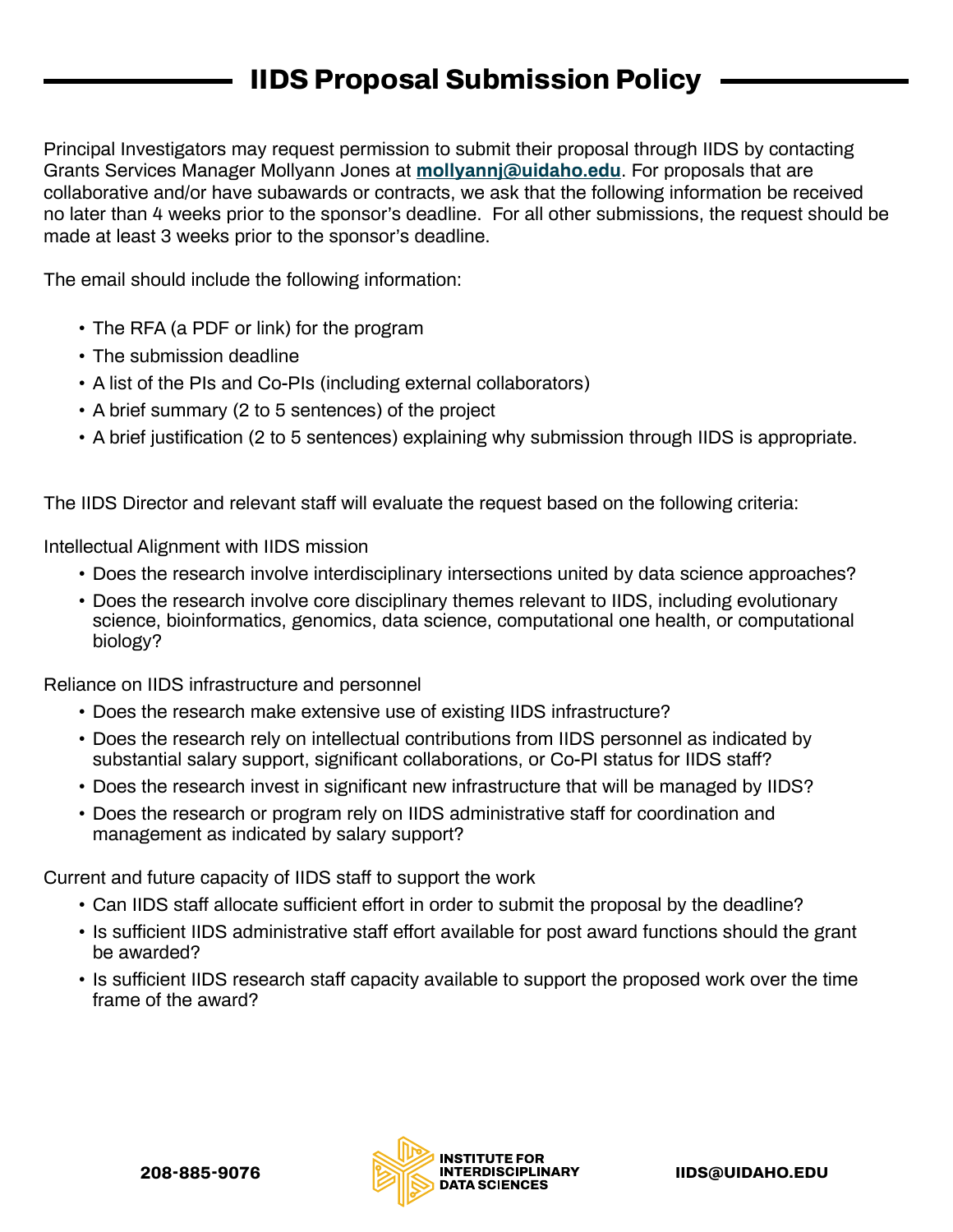# IIDS Proposal Submission Policy

Principal Investigators may request permission to submit their proposal through IIDS by contacting Grants Services Manager Mollyann Jones at **mollyannj@uidaho.edu**. For proposals that are collaborative and/or have subawards or contracts, we ask that the following information be received no later than 4 weeks prior to the sponsor's deadline. For all other submissions, the request should be made at least 3 weeks prior to the sponsor's deadline.

The email should include the following information:

- The RFA (a PDF or link) for the program
- The submission deadline
- A list of the PIs and Co-PIs (including external collaborators)
- A brief summary (2 to 5 sentences) of the project
- A brief justification (2 to 5 sentences) explaining why submission through IIDS is appropriate.

The IIDS Director and relevant staff will evaluate the request based on the following criteria:

Intellectual Alignment with IIDS mission

- Does the research involve interdisciplinary intersections united by data science approaches?
- Does the research involve core disciplinary themes relevant to IIDS, including evolutionary science, bioinformatics, genomics, data science, computational one health, or computational biology?

Reliance on IIDS infrastructure and personnel

- Does the research make extensive use of existing IIDS infrastructure?
- Does the research rely on intellectual contributions from IIDS personnel as indicated by substantial salary support, significant collaborations, or Co-PI status for IIDS staff?
- Does the research invest in significant new infrastructure that will be managed by IIDS?
- Does the research or program rely on IIDS administrative staff for coordination and management as indicated by salary support?

Current and future capacity of IIDS staff to support the work

- Can IIDS staff allocate sufficient effort in order to submit the proposal by the deadline?
- Is sufficient IIDS administrative staff effort available for post award functions should the grant be awarded?
- Is sufficient IIDS research staff capacity available to support the proposed work over the time frame of the award?

208-885-9076

INSTITUTE FOR INTERDISCIPLINARY DATA SCIENCES

IIDS@UIDAHO.EDU